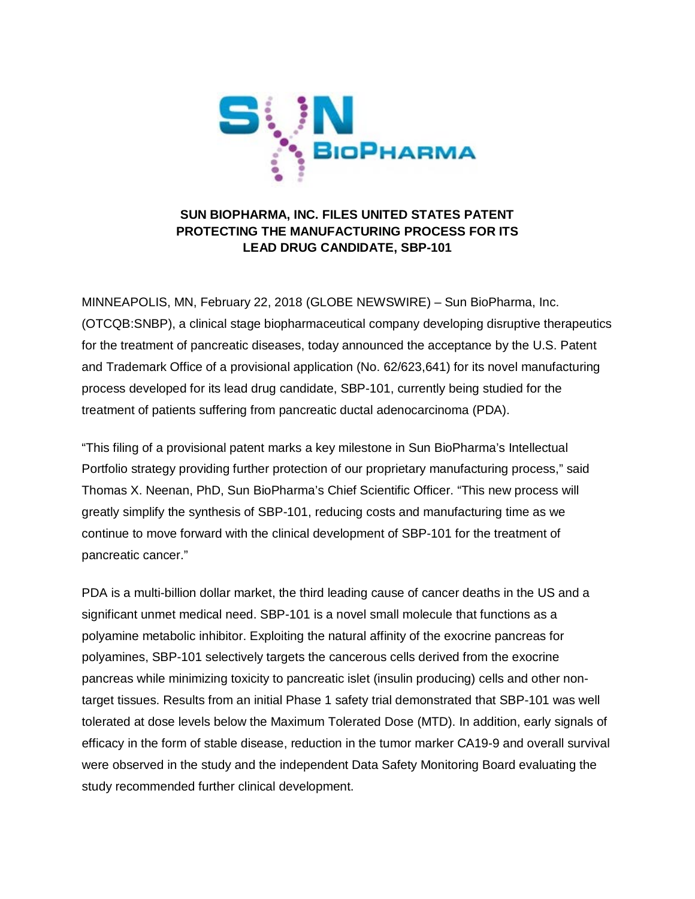# SUN BIOPHARMA, INC. FILES UNITED STATES PATENT PROTECTING THE MANUFACTURING PROCESS FOR ITS LEAD DRUG CANDIDATE, SBP-101

MINNEAPOLIS, MN, February 22, 2018 (GLOBE NEWSWIRE) – Sun BioPharma, Inc. (OTCQB:SNBP), a clinical stage biopharmaceutical company developing disruptive therapeutics for the treatment of pancreatic diseases, today announced the acceptance by the U.S. Patent and Trademark Office of a provisional application (No. 62/623,641) for its novel manufacturing process developed for its lead drug candidate, SBP-101, currently being studied for the treatment of patients suffering from pancreatic ductal adenocarcinoma (PDA).

"This filing of a provisional patent marks a key milestone in Sun BioPharma's Intellectual Portfolio strategy providing further protection of our proprietary manufacturing process," said Thomas X. Neenan, PhD, Sun BioPharma's Chief Scientific Officer. "This new process will greatly simplify the synthesis of SBP-101, reducing costs and manufacturing time as we continue to move forward with the clinical development of SBP-101 for the treatment of pancreatic cancer."

PDA is a multi-billion dollar market, the third leading cause of cancer deaths in the US and a significant unmet medical need. SBP-101 is a novel small molecule that functions as a polyamine metabolic inhibitor. Exploiting the natural affinity of the exocrine pancreas for polyamines, SBP-101 selectively targets the cancerous cells derived from the exocrine pancreas while minimizing toxicity to pancreatic islet (insulin producing) cells and other non-target tissues. Results from an initial Phase 1 safety trial demonstrated that SBP-101 was well tolerated at dose levels below the Maximum Tolerated Dose (MTD). In addition, early signals of efficacy in the form of stable disease, reduction in the tumor marker CA19-9 and overall survival were observed in the study and the independent Data Safety Monitoring Board evaluating the study recommended further clinical development.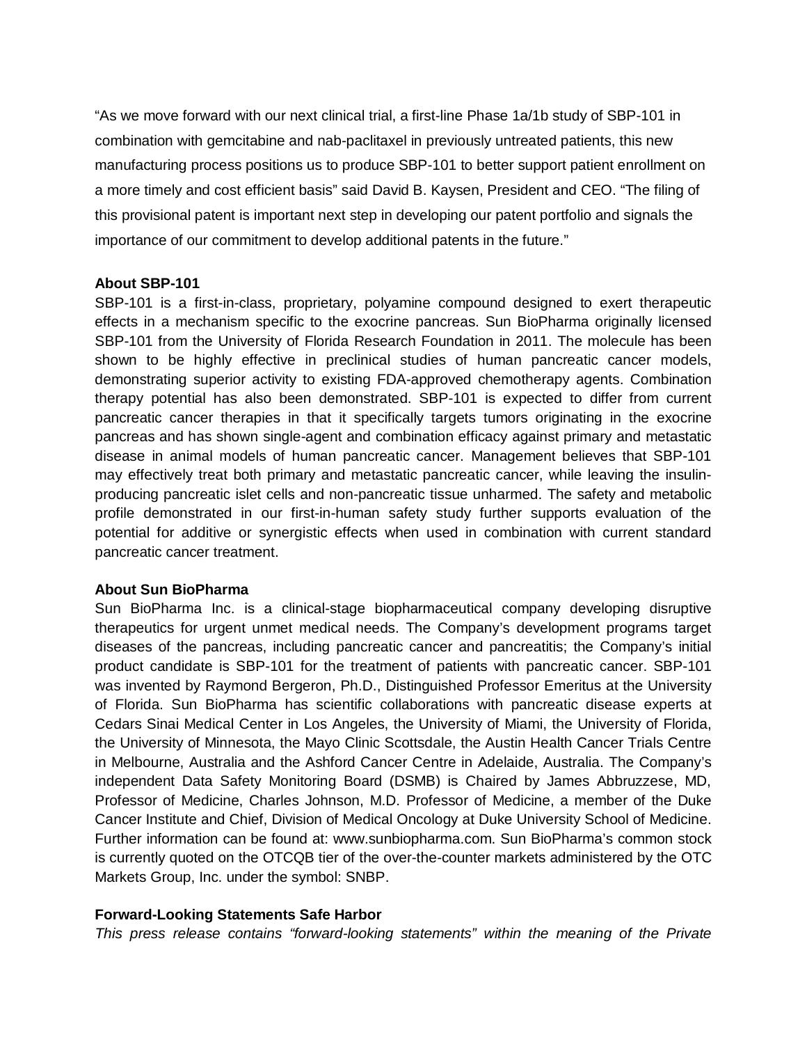"As we move forward with our next clinical trial, a first-line Phase 1a/1b study of SBP-101 in combination with gemcitabine and nab-paclitaxel in previously untreated patients, this new manufacturing process positions us to produce SBP-101 to better support patient enrollment on a more timely and cost efficient basis" said David B. Kaysen, President and CEO. "The filing of this provisional patent is important next step in developing our patent portfolio and signals the importance of our commitment to develop additional patents in the future."

**About SBP-101**

SBP-101 is a first-in-class, proprietary, polyamine compound designed to exert therapeutic effects in a mechanism specific to the exocrine pancreas. Sun BioPharma originally licensed SBP-101 from the University of Florida Research Foundation in 2011. The molecule has been shown to be highly effective in preclinical studies of human pancreatic cancer models, demonstrating superior activity to existing FDA-approved chemotherapy agents. Combination therapy potential has also been demonstrated. SBP-101 is expected to differ from current pancreatic cancer therapies in that it specifically targets tumors originating in the exocrine pancreas and has shown single-agent and combination efficacy against primary and metastatic disease in animal models of human pancreatic cancer. Management believes that SBP-101 may effectively treat both primary and metastatic pancreatic cancer, while leaving the insulin-producing pancreatic islet cells and non-pancreatic tissue unharmed. The safety and metabolic profile demonstrated in our first-in-human safety study further supports evaluation of the potential for additive or synergistic effects when used in combination with current standard pancreatic cancer treatment.

**About Sun BioPharma**

Sun BioPharma Inc. is a clinical-stage biopharmaceutical company developing disruptive therapeutics for urgent unmet medical needs. The Company's development programs target diseases of the pancreas, including pancreatic cancer and pancreatitis; the Company's initial product candidate is SBP-101 for the treatment of patients with pancreatic cancer. SBP-101 was invented by Raymond Bergeron, Ph.D., Distinguished Professor Emeritus at the University of Florida. Sun BioPharma has scientific collaborations with pancreatic disease experts at Cedars Sinai Medical Center in Los Angeles, the University of Miami, the University of Florida, the University of Minnesota, the Mayo Clinic Scottsdale, the Austin Health Cancer Trials Centre in Melbourne, Australia and the Ashford Cancer Centre in Adelaide, Australia. The Company's independent Data Safety Monitoring Board (DSMB) is Chaired by James Abbruzzese, MD, Professor of Medicine, Charles Johnson, M.D. Professor of Medicine, a member of the Duke Cancer Institute and Chief, Division of Medical Oncology at Duke University School of Medicine. Further information can be found at: www.sunbiopharma.com. Sun BioPharma's common stock is currently quoted on the OTCQB tier of the over-the-counter markets administered by the OTC Markets Group, Inc. under the symbol: SNBP.

**Forward-Looking Statements Safe Harbor**

*This press release contains "forward-looking statements" within the meaning of the Private*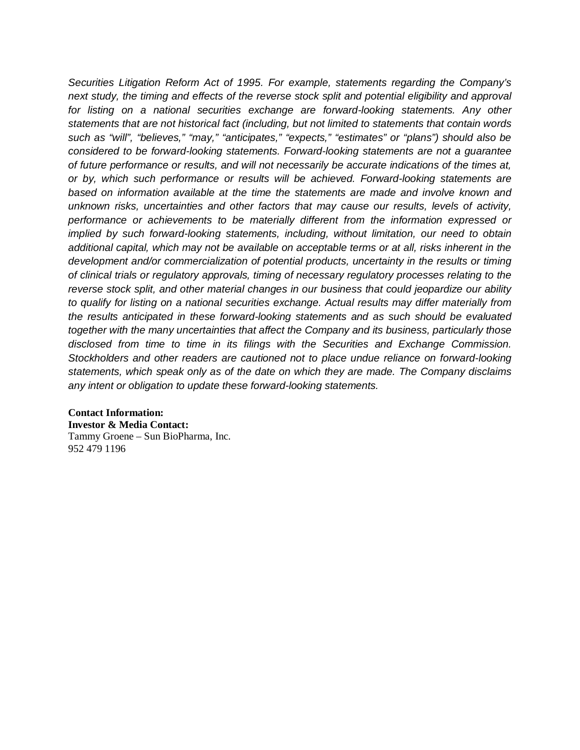*Securities Litigation Reform Act of 1995. For example, statements regarding the Company's next study, the timing and effects of the reverse stock split and potential eligibility and approval for listing on a national securities exchange are forward-looking statements. Any other statements that are not historical fact (including, but not limited to statements that contain words such as "will", "believes," "may," "anticipates," "expects," "estimates" or "plans") should also be considered to be forward-looking statements. Forward-looking statements are not a guarantee of future performance or results, and will not necessarily be accurate indications of the times at, or by, which such performance or results will be achieved. Forward-looking statements are based on information available at the time the statements are made and involve known and unknown risks, uncertainties and other factors that may cause our results, levels of activity, performance or achievements to be materially different from the information expressed or implied by such forward-looking statements, including, without limitation, our need to obtain additional capital, which may not be available on acceptable terms or at all, risks inherent in the development and/or commercialization of potential products, uncertainty in the results or timing of clinical trials or regulatory approvals, timing of necessary regulatory processes relating to the reverse stock split, and other material changes in our business that could jeopardize our ability to qualify for listing on a national securities exchange. Actual results may differ materially from the results anticipated in these forward-looking statements and as such should be evaluated together with the many uncertainties that affect the Company and its business, particularly those disclosed from time to time in its filings with the Securities and Exchange Commission. Stockholders and other readers are cautioned not to place undue reliance on forward-looking statements, which speak only as of the date on which they are made. The Company disclaims any intent or obligation to update these forward-looking statements.*

**Contact Information:**
**Investor & Media Contact:**
Tammy Groene – Sun BioPharma, Inc.
952 479 1196